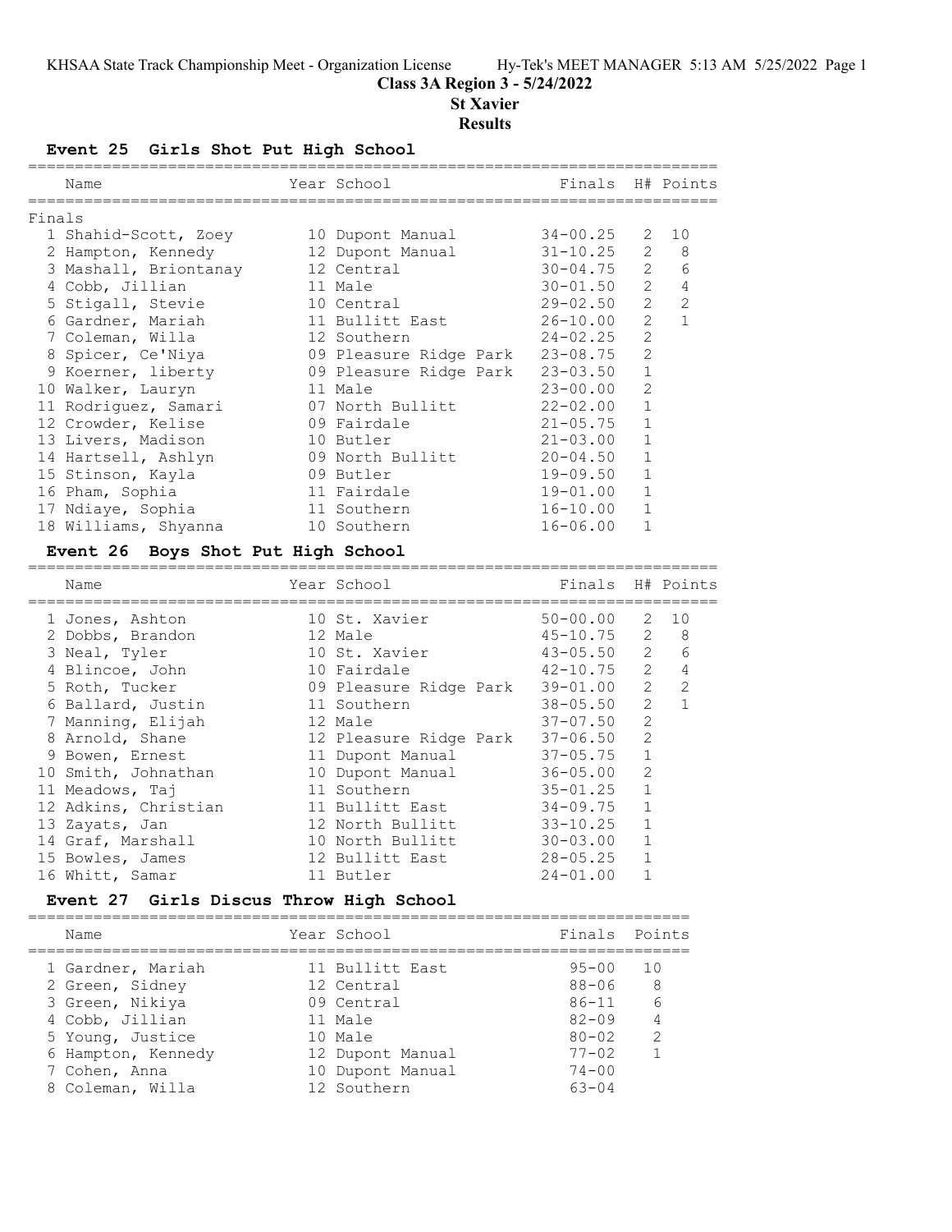KHSAA State Track Championship Meet - Organization License

## Class 3A Region 3 - 5/24/2022

## St Xavier

## Results

### Event 25 Girls Shot Put High School

Finals

| | Name | Year | School | Finals | H# | Points |
|---|---|---|---|---|---|---|
| 1 | Shahid-Scott, Zoey | 10 | Dupont Manual | 34-00.25 | 2 | 10 |
| 2 | Hampton, Kennedy | 12 | Dupont Manual | 31-10.25 | 2 | 8 |
| 3 | Mashall, Briontanay | 12 | Central | 30-04.75 | 2 | 6 |
| 4 | Cobb, Jillian | 11 | Male | 30-01.50 | 2 | 4 |
| 5 | Stigall, Stevie | 10 | Central | 29-02.50 | 2 | 2 |
| 6 | Gardner, Mariah | 11 | Bullitt East | 26-10.00 | 2 | 1 |
| 7 | Coleman, Willa | 12 | Southern | 24-02.25 | 2 | |
| 8 | Spicer, Ce'Niya | 09 | Pleasure Ridge Park | 23-08.75 | 2 | |
| 9 | Koerner, liberty | 09 | Pleasure Ridge Park | 23-03.50 | 1 | |
| 10 | Walker, Lauryn | 11 | Male | 23-00.00 | 2 | |
| 11 | Rodriguez, Samari | 07 | North Bullitt | 22-02.00 | 1 | |
| 12 | Crowder, Kelise | 09 | Fairdale | 21-05.75 | 1 | |
| 13 | Livers, Madison | 10 | Butler | 21-03.00 | 1 | |
| 14 | Hartsell, Ashlyn | 09 | North Bullitt | 20-04.50 | 1 | |
| 15 | Stinson, Kayla | 09 | Butler | 19-09.50 | 1 | |
| 16 | Pham, Sophia | 11 | Fairdale | 19-01.00 | 1 | |
| 17 | Ndiaye, Sophia | 11 | Southern | 16-10.00 | 1 | |
| 18 | Williams, Shyanna | 10 | Southern | 16-06.00 | 1 | |

### Event 26 Boys Shot Put High School

| | Name | Year | School | Finals | H# | Points |
|---|---|---|---|---|---|---|
| 1 | Jones, Ashton | 10 | St. Xavier | 50-00.00 | 2 | 10 |
| 2 | Dobbs, Brandon | 12 | Male | 45-10.75 | 2 | 8 |
| 3 | Neal, Tyler | 10 | St. Xavier | 43-05.50 | 2 | 6 |
| 4 | Blincoe, John | 10 | Fairdale | 42-10.75 | 2 | 4 |
| 5 | Roth, Tucker | 09 | Pleasure Ridge Park | 39-01.00 | 2 | 2 |
| 6 | Ballard, Justin | 11 | Southern | 38-05.50 | 2 | 1 |
| 7 | Manning, Elijah | 12 | Male | 37-07.50 | 2 | |
| 8 | Arnold, Shane | 12 | Pleasure Ridge Park | 37-06.50 | 2 | |
| 9 | Bowen, Ernest | 11 | Dupont Manual | 37-05.75 | 1 | |
| 10 | Smith, Johnathan | 10 | Dupont Manual | 36-05.00 | 2 | |
| 11 | Meadows, Taj | 11 | Southern | 35-01.25 | 1 | |
| 12 | Adkins, Christian | 11 | Bullitt East | 34-09.75 | 1 | |
| 13 | Zayats, Jan | 12 | North Bullitt | 33-10.25 | 1 | |
| 14 | Graf, Marshall | 10 | North Bullitt | 30-03.00 | 1 | |
| 15 | Bowles, James | 12 | Bullitt East | 28-05.25 | 1 | |
| 16 | Whitt, Samar | 11 | Butler | 24-01.00 | 1 | |

### Event 27 Girls Discus Throw High School

| | Name | Year | School | Finals | Points |
|---|---|---|---|---|---|
| 1 | Gardner, Mariah | 11 | Bullitt East | 95-00 | 10 |
| 2 | Green, Sidney | 12 | Central | 88-06 | 8 |
| 3 | Green, Nikiya | 09 | Central | 86-11 | 6 |
| 4 | Cobb, Jillian | 11 | Male | 82-09 | 4 |
| 5 | Young, Justice | 10 | Male | 80-02 | 2 |
| 6 | Hampton, Kennedy | 12 | Dupont Manual | 77-02 | 1 |
| 7 | Cohen, Anna | 10 | Dupont Manual | 74-00 | |
| 8 | Coleman, Willa | 12 | Southern | 63-04 | |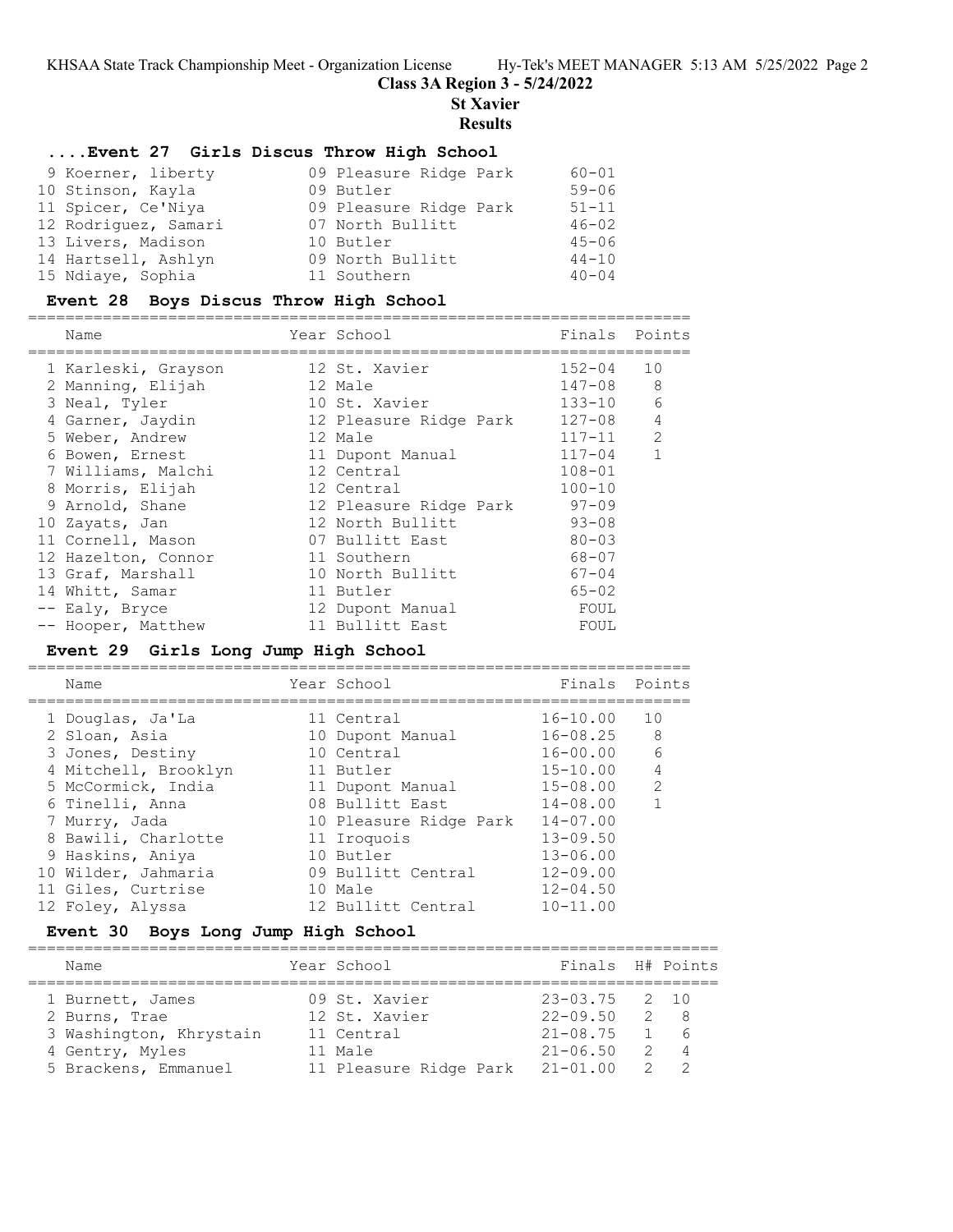## Class 3A Region 3 - 5/24/2022

## St Xavier

## Results

### ....Event 27 Girls Discus Throw High School

| Name | Year | School | Finals |
|---|---|---|---|
| 9 Koerner, liberty | 09 | Pleasure Ridge Park | 60-01 |
| 10 Stinson, Kayla | 09 | Butler | 59-06 |
| 11 Spicer, Ce'Niya | 09 | Pleasure Ridge Park | 51-11 |
| 12 Rodriguez, Samari | 07 | North Bullitt | 46-02 |
| 13 Livers, Madison | 10 | Butler | 45-06 |
| 14 Hartsell, Ashlyn | 09 | North Bullitt | 44-10 |
| 15 Ndiaye, Sophia | 11 | Southern | 40-04 |

### Event 28 Boys Discus Throw High School

| Name | Year | School | Finals | Points |
|---|---|---|---|---|
| 1 Karleski, Grayson | 12 | St. Xavier | 152-04 | 10 |
| 2 Manning, Elijah | 12 | Male | 147-08 | 8 |
| 3 Neal, Tyler | 10 | St. Xavier | 133-10 | 6 |
| 4 Garner, Jaydin | 12 | Pleasure Ridge Park | 127-08 | 4 |
| 5 Weber, Andrew | 12 | Male | 117-11 | 2 |
| 6 Bowen, Ernest | 11 | Dupont Manual | 117-04 | 1 |
| 7 Williams, Malchi | 12 | Central | 108-01 | |
| 8 Morris, Elijah | 12 | Central | 100-10 | |
| 9 Arnold, Shane | 12 | Pleasure Ridge Park | 97-09 | |
| 10 Zayats, Jan | 12 | North Bullitt | 93-08 | |
| 11 Cornell, Mason | 07 | Bullitt East | 80-03 | |
| 12 Hazelton, Connor | 11 | Southern | 68-07 | |
| 13 Graf, Marshall | 10 | North Bullitt | 67-04 | |
| 14 Whitt, Samar | 11 | Butler | 65-02 | |
| -- Ealy, Bryce | 12 | Dupont Manual | FOUL | |
| -- Hooper, Matthew | 11 | Bullitt East | FOUL | |

### Event 29 Girls Long Jump High School

| Name | Year | School | Finals | Points |
|---|---|---|---|---|
| 1 Douglas, Ja'La | 11 | Central | 16-10.00 | 10 |
| 2 Sloan, Asia | 10 | Dupont Manual | 16-08.25 | 8 |
| 3 Jones, Destiny | 10 | Central | 16-00.00 | 6 |
| 4 Mitchell, Brooklyn | 11 | Butler | 15-10.00 | 4 |
| 5 McCormick, India | 11 | Dupont Manual | 15-08.00 | 2 |
| 6 Tinelli, Anna | 08 | Bullitt East | 14-08.00 | 1 |
| 7 Murry, Jada | 10 | Pleasure Ridge Park | 14-07.00 | |
| 8 Bawili, Charlotte | 11 | Iroquois | 13-09.50 | |
| 9 Haskins, Aniya | 10 | Butler | 13-06.00 | |
| 10 Wilder, Jahmaria | 09 | Bullitt Central | 12-09.00 | |
| 11 Giles, Curtrise | 10 | Male | 12-04.50 | |
| 12 Foley, Alyssa | 12 | Bullitt Central | 10-11.00 | |

### Event 30 Boys Long Jump High School

| Name | Year | School | Finals | H# | Points |
|---|---|---|---|---|---|
| 1 Burnett, James | 09 | St. Xavier | 23-03.75 | 2 | 10 |
| 2 Burns, Trae | 12 | St. Xavier | 22-09.50 | 2 | 8 |
| 3 Washington, Khrystain | 11 | Central | 21-08.75 | 1 | 6 |
| 4 Gentry, Myles | 11 | Male | 21-06.50 | 2 | 4 |
| 5 Brackens, Emmanuel | 11 | Pleasure Ridge Park | 21-01.00 | 2 | 2 |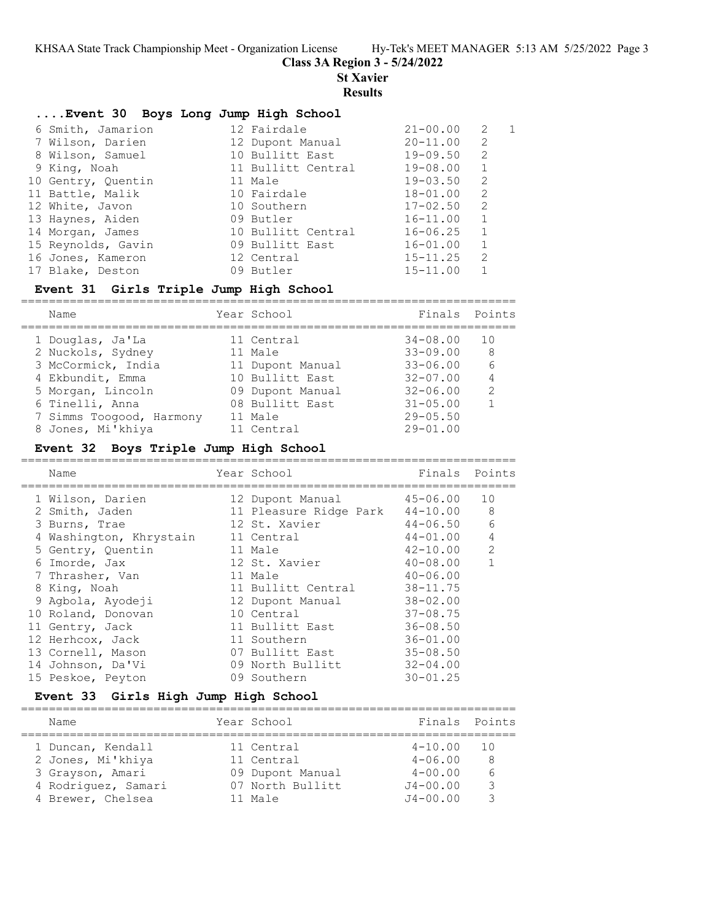**Class 3A Region 3 - 5/24/2022**

**St Xavier**

**Results**

### ....Event 30 Boys Long Jump High School

| Name | Year | School | Finals | H# | Points |
|---|---|---|---|---|---|
| 6 Smith, Jamarion | 12 | Fairdale | 21-00.00 | 2 | 1 |
| 7 Wilson, Darien | 12 | Dupont Manual | 20-11.00 | 2 | |
| 8 Wilson, Samuel | 10 | Bullitt East | 19-09.50 | 2 | |
| 9 King, Noah | 11 | Bullitt Central | 19-08.00 | 1 | |
| 10 Gentry, Quentin | 11 | Male | 19-03.50 | 2 | |
| 11 Battle, Malik | 10 | Fairdale | 18-01.00 | 2 | |
| 12 White, Javon | 10 | Southern | 17-02.50 | 2 | |
| 13 Haynes, Aiden | 09 | Butler | 16-11.00 | 1 | |
| 14 Morgan, James | 10 | Bullitt Central | 16-06.25 | 1 | |
| 15 Reynolds, Gavin | 09 | Bullitt East | 16-01.00 | 1 | |
| 16 Jones, Kameron | 12 | Central | 15-11.25 | 2 | |
| 17 Blake, Deston | 09 | Butler | 15-11.00 | 1 | |

### Event 31 Girls Triple Jump High School

| Name | Year | School | Finals | Points |
|---|---|---|---|---|
| 1 Douglas, Ja'La | 11 | Central | 34-08.00 | 10 |
| 2 Nuckols, Sydney | 11 | Male | 33-09.00 | 8 |
| 3 McCormick, India | 11 | Dupont Manual | 33-06.00 | 6 |
| 4 Ekbundit, Emma | 10 | Bullitt East | 32-07.00 | 4 |
| 5 Morgan, Lincoln | 09 | Dupont Manual | 32-06.00 | 2 |
| 6 Tinelli, Anna | 08 | Bullitt East | 31-05.00 | 1 |
| 7 Simms Toogood, Harmony | 11 | Male | 29-05.50 | |
| 8 Jones, Mi'khiya | 11 | Central | 29-01.00 | |

### Event 32 Boys Triple Jump High School

| Name | Year | School | Finals | Points |
|---|---|---|---|---|
| 1 Wilson, Darien | 12 | Dupont Manual | 45-06.00 | 10 |
| 2 Smith, Jaden | 11 | Pleasure Ridge Park | 44-10.00 | 8 |
| 3 Burns, Trae | 12 | St. Xavier | 44-06.50 | 6 |
| 4 Washington, Khrystain | 11 | Central | 44-01.00 | 4 |
| 5 Gentry, Quentin | 11 | Male | 42-10.00 | 2 |
| 6 Imorde, Jax | 12 | St. Xavier | 40-08.00 | 1 |
| 7 Thrasher, Van | 11 | Male | 40-06.00 | |
| 8 King, Noah | 11 | Bullitt Central | 38-11.75 | |
| 9 Agbola, Ayodeji | 12 | Dupont Manual | 38-02.00 | |
| 10 Roland, Donovan | 10 | Central | 37-08.75 | |
| 11 Gentry, Jack | 11 | Bullitt East | 36-08.50 | |
| 12 Herhcox, Jack | 11 | Southern | 36-01.00 | |
| 13 Cornell, Mason | 07 | Bullitt East | 35-08.50 | |
| 14 Johnson, Da'Vi | 09 | North Bullitt | 32-04.00 | |
| 15 Peskoe, Peyton | 09 | Southern | 30-01.25 | |

### Event 33 Girls High Jump High School

| Name | Year | School | Finals | Points |
|---|---|---|---|---|
| 1 Duncan, Kendall | 11 | Central | 4-10.00 | 10 |
| 2 Jones, Mi'khiya | 11 | Central | 4-06.00 | 8 |
| 3 Grayson, Amari | 09 | Dupont Manual | 4-00.00 | 6 |
| 4 Rodriguez, Samari | 07 | North Bullitt | J4-00.00 | 3 |
| 4 Brewer, Chelsea | 11 | Male | J4-00.00 | 3 |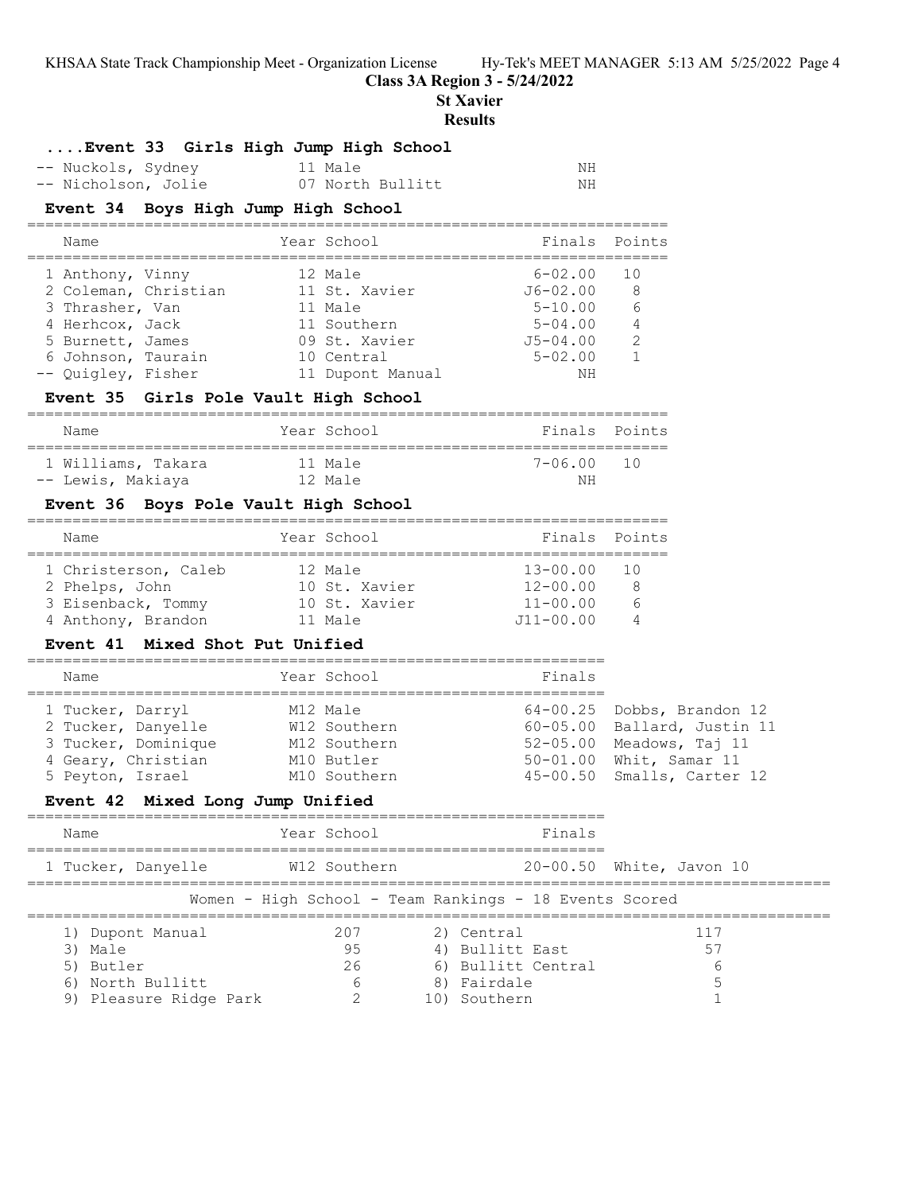## Class 3A Region 3 - 5/24/2022

## St Xavier

## Results

### ....Event 33 Girls High Jump High School

| Name | Year | School | Finals | Points |
|---|---|---|---|---|
| -- Nuckols, Sydney | 11 | Male | NH | |
| -- Nicholson, Jolie | 07 | North Bullitt | NH | |

### Event 34 Boys High Jump High School

| Name | Year | School | Finals | Points |
|---|---|---|---|---|
| 1 Anthony, Vinny | 12 | Male | 6-02.00 | 10 |
| 2 Coleman, Christian | 11 | St. Xavier | J6-02.00 | 8 |
| 3 Thrasher, Van | 11 | Male | 5-10.00 | 6 |
| 4 Herhcox, Jack | 11 | Southern | 5-04.00 | 4 |
| 5 Burnett, James | 09 | St. Xavier | J5-04.00 | 2 |
| 6 Johnson, Taurain | 10 | Central | 5-02.00 | 1 |
| -- Quigley, Fisher | 11 | Dupont Manual | NH | |

### Event 35 Girls Pole Vault High School

| Name | Year | School | Finals | Points |
|---|---|---|---|---|
| 1 Williams, Takara | 11 | Male | 7-06.00 | 10 |
| -- Lewis, Makiaya | 12 | Male | NH | |

### Event 36 Boys Pole Vault High School

| Name | Year | School | Finals | Points |
|---|---|---|---|---|
| 1 Christerson, Caleb | 12 | Male | 13-00.00 | 10 |
| 2 Phelps, John | 10 | St. Xavier | 12-00.00 | 8 |
| 3 Eisenback, Tommy | 10 | St. Xavier | 11-00.00 | 6 |
| 4 Anthony, Brandon | 11 | Male | J11-00.00 | 4 |

### Event 41 Mixed Shot Put Unified

| Name | Year | School | Finals | Partner |
|---|---|---|---|---|
| 1 Tucker, Darryl | M12 | Male | 64-00.25 | Dobbs, Brandon 12 |
| 2 Tucker, Danyelle | W12 | Southern | 60-05.00 | Ballard, Justin 11 |
| 3 Tucker, Dominique | M12 | Southern | 52-05.00 | Meadows, Taj 11 |
| 4 Geary, Christian | M10 | Butler | 50-01.00 | Whit, Samar 11 |
| 5 Peyton, Israel | M10 | Southern | 45-00.50 | Smalls, Carter 12 |

### Event 42 Mixed Long Jump Unified

| Name | Year | School | Finals | Partner |
|---|---|---|---|---|
| 1 Tucker, Danyelle | W12 | Southern | 20-00.50 | White, Javon 10 |

### Women - High School - Team Rankings - 18 Events Scored

| Rank | Team | Points | Rank | Team | Points |
|---|---|---|---|---|---|
| 1) | Dupont Manual | 207 | 2) | Central | 117 |
| 3) | Male | 95 | 4) | Bullitt East | 57 |
| 5) | Butler | 26 | 6) | Bullitt Central | 6 |
| 6) | North Bullitt | 6 | 8) | Fairdale | 5 |
| 9) | Pleasure Ridge Park | 2 | 10) | Southern | 1 |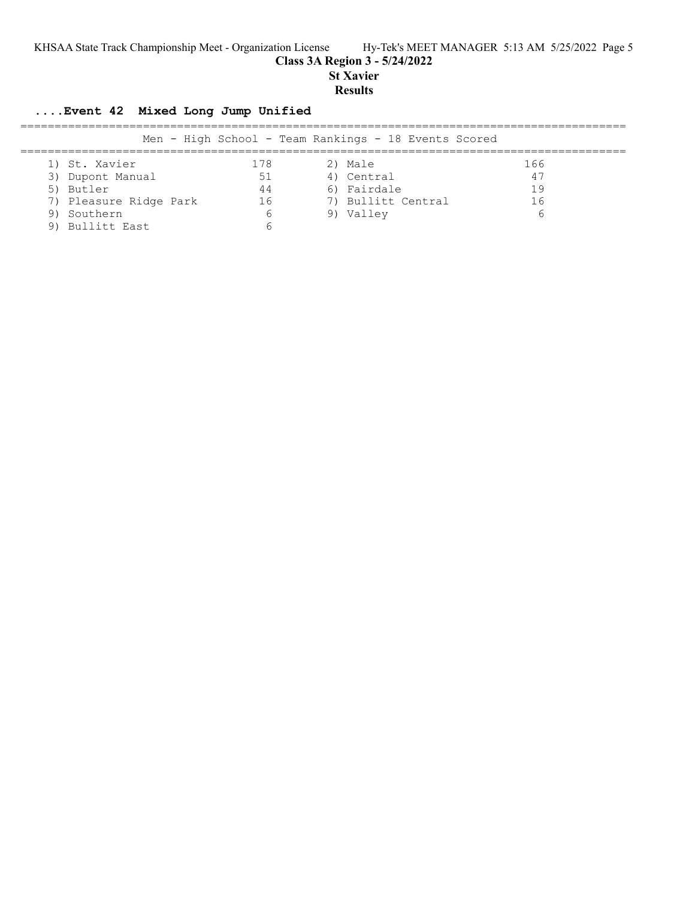## ....Event 42 Mixed Long Jump Unified

**Men - High School - Team Rankings - 18 Events Scored**

| | | | |
|---|---|---|---|
| 1) St. Xavier | 178 | 2) Male | 166 |
| 3) Dupont Manual | 51 | 4) Central | 47 |
| 5) Butler | 44 | 6) Fairdale | 19 |
| 7) Pleasure Ridge Park | 16 | 7) Bullitt Central | 16 |
| 9) Southern | 6 | 9) Valley | 6 |
| 9) Bullitt East | 6 | | |